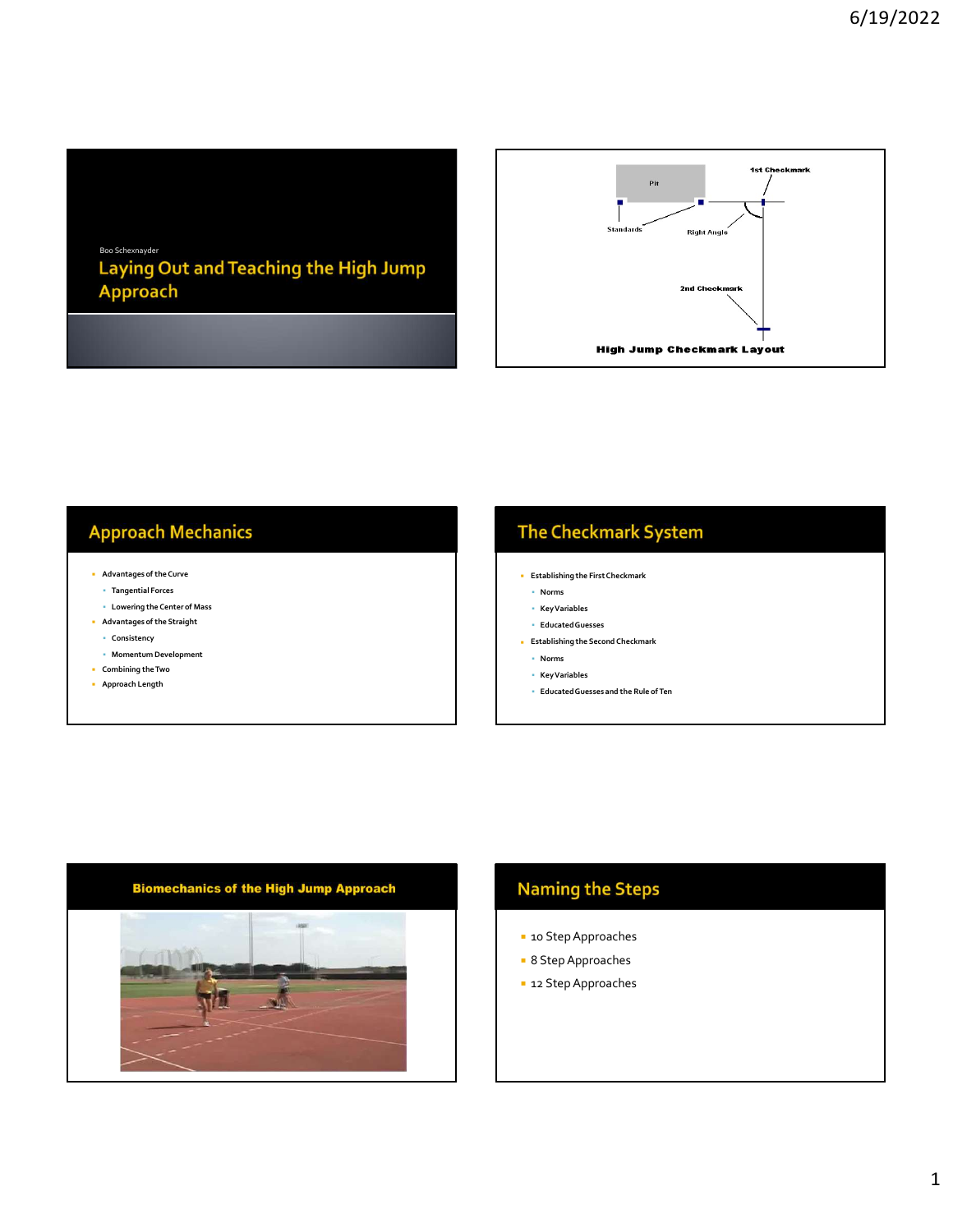Boo Schexnayder

# Laying Out and Teaching the High Jump Approach

Pit

1st Checkmark

Standards

Right Angle

2nd Checkmark

**High Jump Checkmark Layout**

## Approach Mechanics

- Advantages of the Curve
  - Tangential Forces
  - Lowering the Center of Mass
- Advantages of the Straight
  - Consistency
  - Momentum Development
- Combining the Two
- Approach Length

## The Checkmark System

- Establishing the First Checkmark
  - Norms
  - Key Variables
  - Educated Guesses
- Establishing the Second Checkmark
  - Norms
  - Key Variables
  - Educated Guesses and the Rule of Ten

## Biomechanics of the High Jump Approach

## Naming the Steps

- 10 Step Approaches
- 8 Step Approaches
- 12 Step Approaches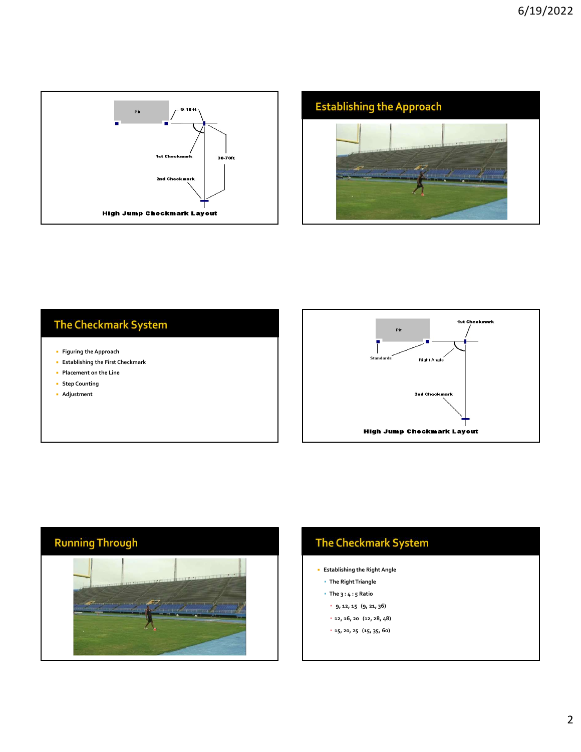Pit

9-16 ft

1st Checkmark

30-70ft

2nd Checkmark

**High Jump Checkmark Layout**

## Establishing the Approach

## The Checkmark System

- Figuring the Approach
- Establishing the First Checkmark
- Placement on the Line
- Step Counting
- Adjustment

Pit

1st Checkmark

Standards

Right Angle

2nd Checkmark

**High Jump Checkmark Layout**

## Running Through

## The Checkmark System

- Establishing the Right Angle
  - The Right Triangle
  - The 3 : 4 : 5 Ratio
    - 9, 12, 15 (9, 21, 36)
    - 12, 16, 20 (12, 28, 48)
    - 15, 20, 25 (15, 35, 60)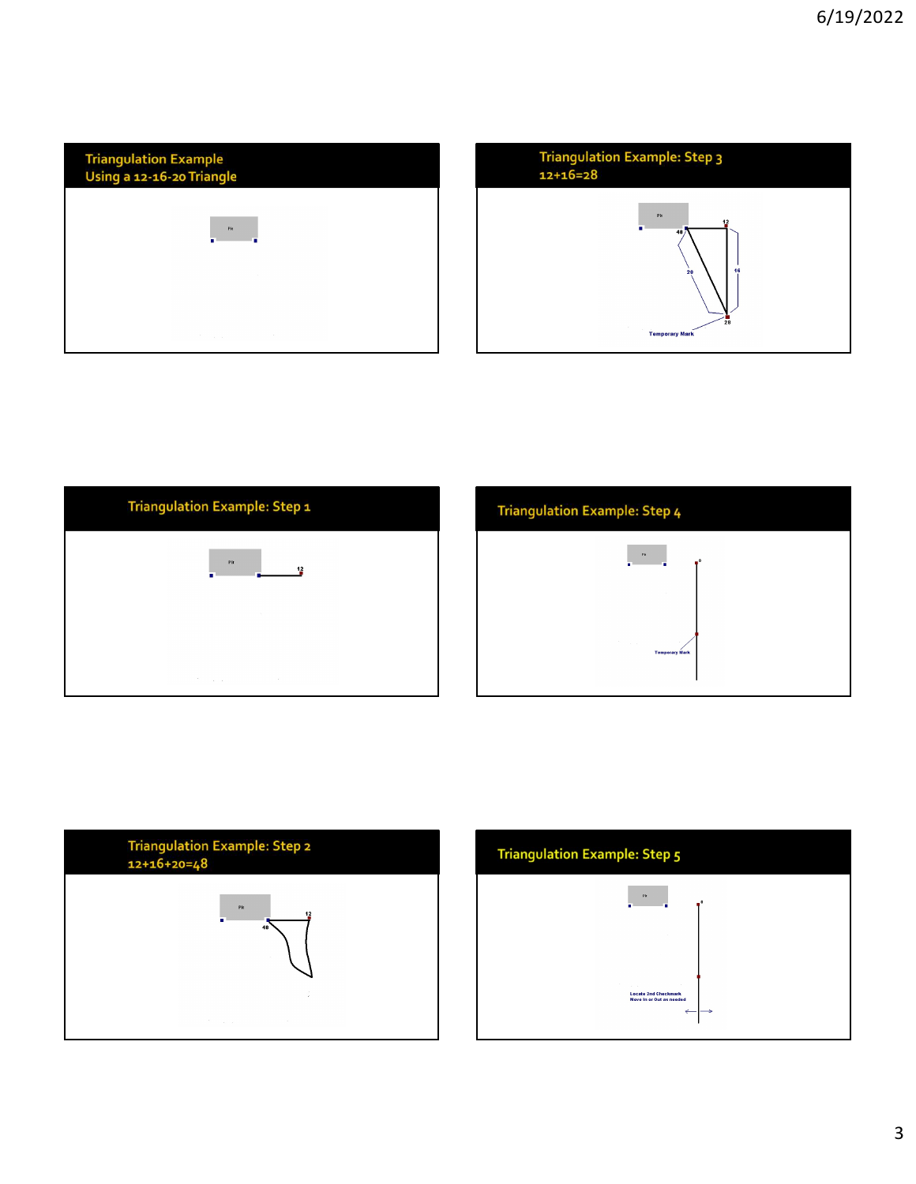## Triangulation Example Using a 12-16-20 Triangle

Pit

## Triangulation Example: Step 1

Pit

12

## Triangulation Example: Step 2 12+16+20=48

Pit

48

12

## Triangulation Example: Step 3 12+16=28

Pit

48

12

20

16

28

Temporary Mark

## Triangulation Example: Step 4

Pit

0

Temporary Mark

## Triangulation Example: Step 5

Pit

0

Locate 2nd Checkmark
Move In or Out as needed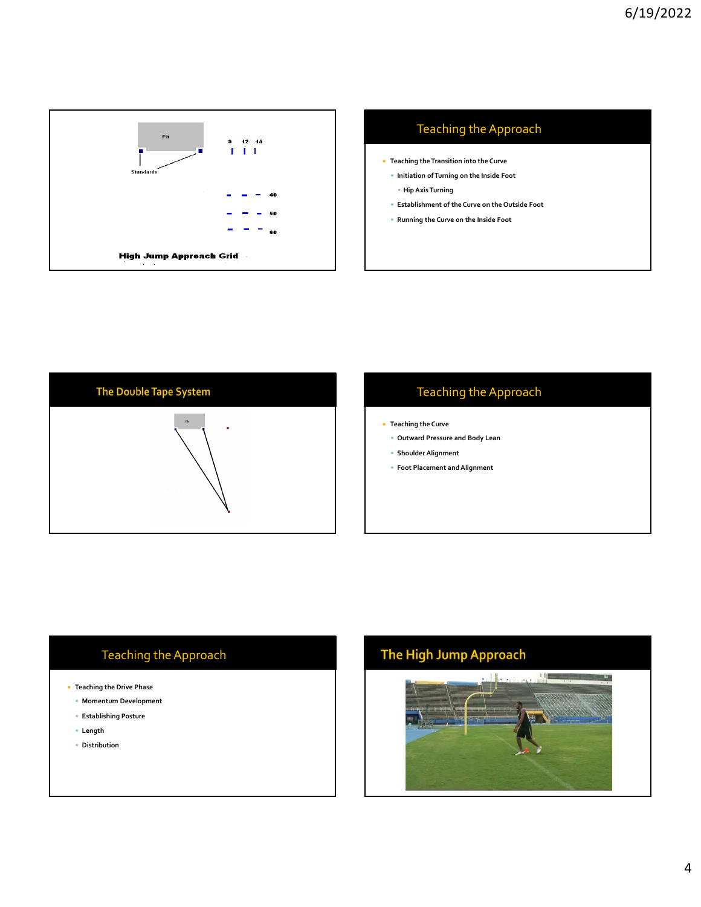**High Jump Approach Grid**

Pit

Standards

9 12 15

40

50

60

## Teaching the Approach

- Teaching the Transition into the Curve
  - Initiation of Turning on the Inside Foot
    - Hip Axis Turning
  - Establishment of the Curve on the Outside Foot
  - Running the Curve on the Inside Foot

## The Double Tape System

## Teaching the Approach

- Teaching the Curve
  - Outward Pressure and Body Lean
  - Shoulder Alignment
  - Foot Placement and Alignment

## Teaching the Approach

- Teaching the Drive Phase
  - Momentum Development
  - Establishing Posture
  - Length
  - Distribution

## The High Jump Approach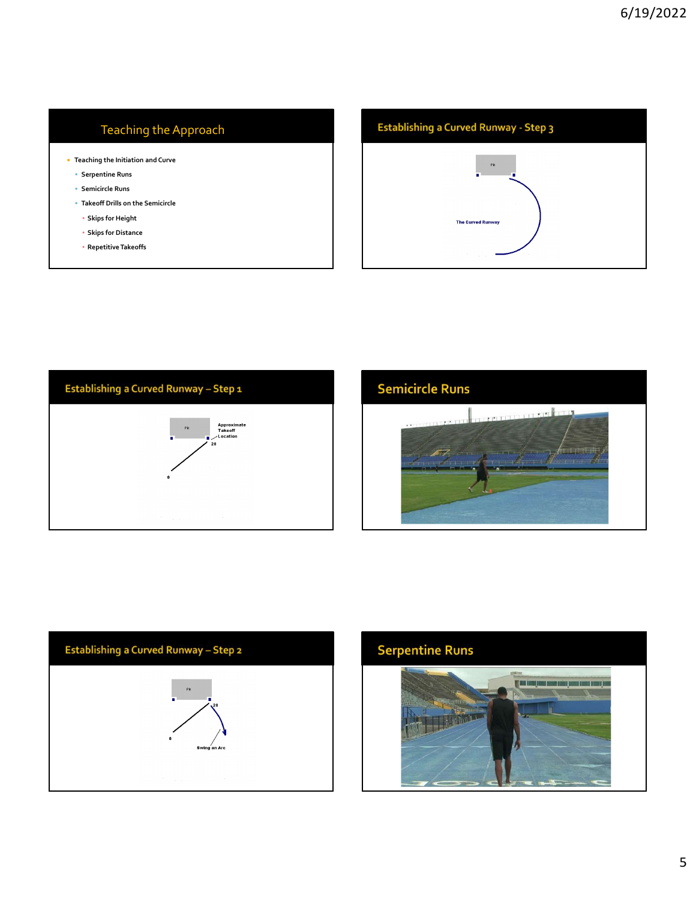## Teaching the Approach

- Teaching the Initiation and Curve
  - Serpentine Runs
  - Semicircle Runs
  - Takeoff Drills on the Semicircle
    - Skips for Height
    - Skips for Distance
    - Repetitive Takeoffs

## Establishing a Curved Runway - Step 3

Pit

The Curved Runway

## Establishing a Curved Runway – Step 1

Pit

Approximate Takeoff Location

20

0

## Semicircle Runs

## Establishing a Curved Runway – Step 2

Pit

20

0

Swing an Arc

## Serpentine Runs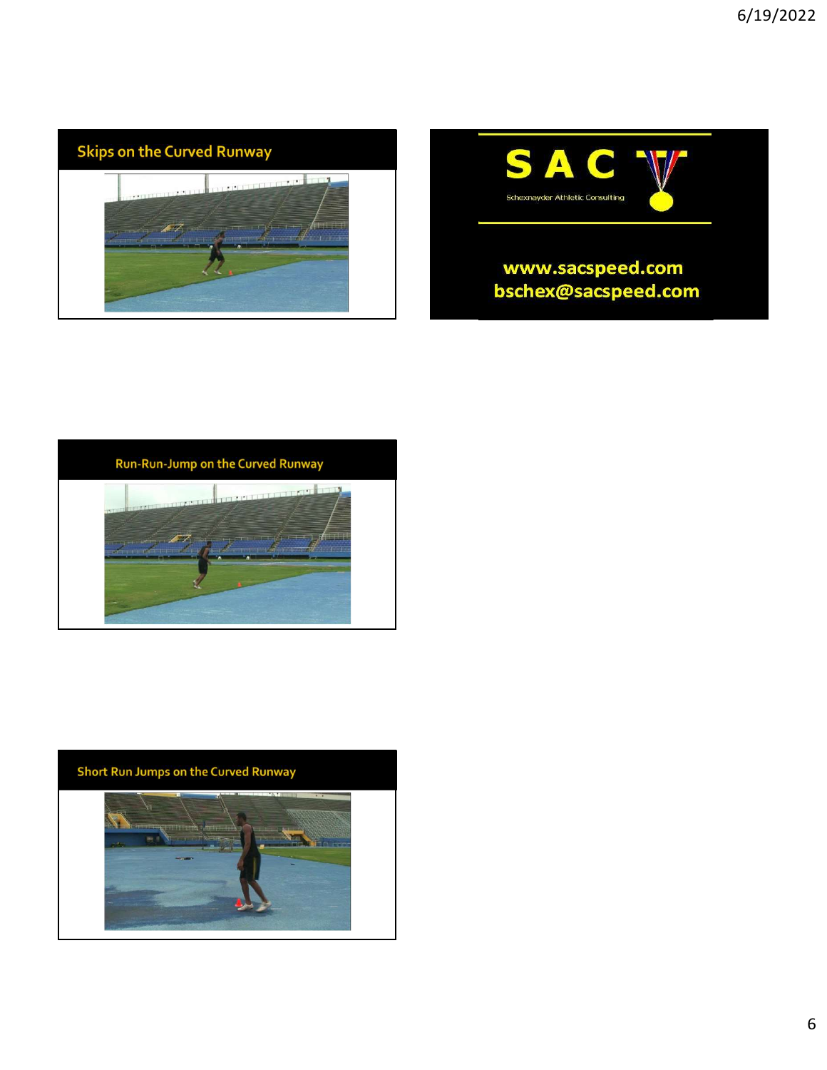## Skips on the Curved Runway

## Run-Run-Jump on the Curved Runway

## Short Run Jumps on the Curved Runway

SAC

Schexnayder Athletic Consulting

www.sacspeed.com
bschex@sacspeed.com